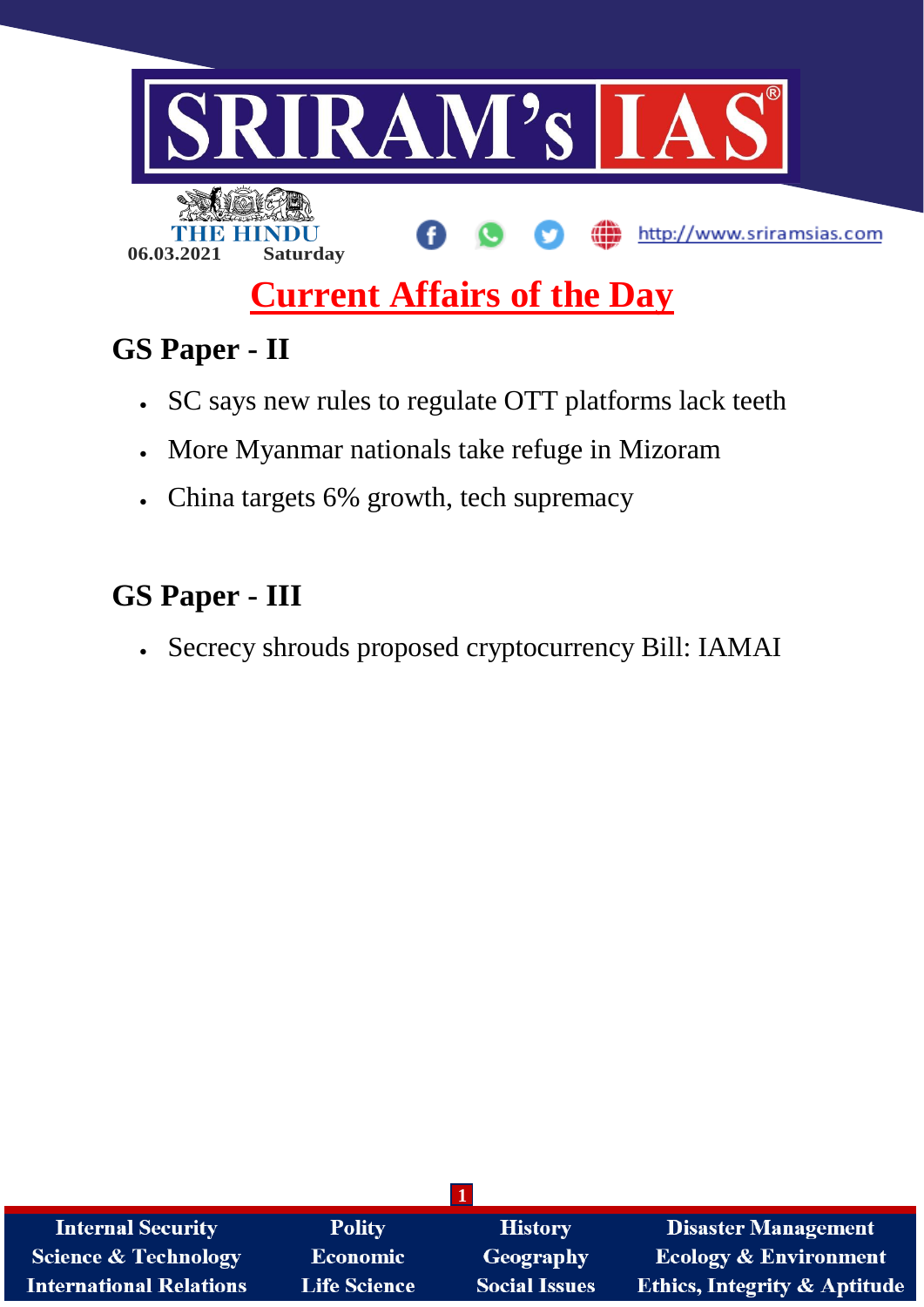# SRIRAM's IAS

THE HINDU

06.03.2021 Saturday

http://www.sriramsias.com

## Current Affairs of the Day

## GS Paper - II

- SC says new rules to regulate OTT platforms lack teeth
- More Myanmar nationals take refuge in Mizoram
- China targets 6% growth, tech supremacy

## GS Paper - III

- Secrecy shrouds proposed cryptocurrency Bill: IAMAI

| Internal Security | Polity | History | Disaster Management |
|---|---|---|---|
| Science & Technology | Economic | Geography | Ecology & Environment |
| International Relations | Life Science | Social Issues | Ethics, Integrity & Aptitude |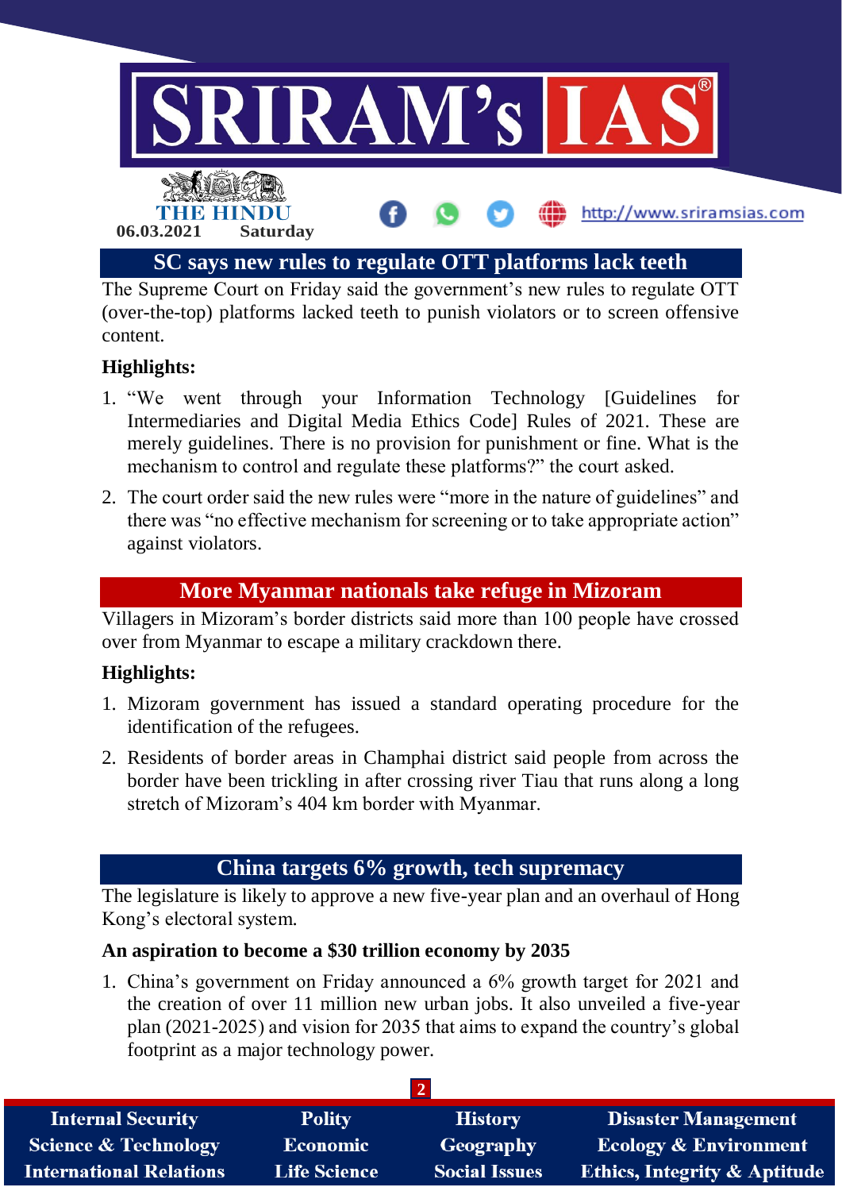## SC says new rules to regulate OTT platforms lack teeth

The Supreme Court on Friday said the government's new rules to regulate OTT (over-the-top) platforms lacked teeth to punish violators or to screen offensive content.

**Highlights:**

1. "We went through your Information Technology [Guidelines for Intermediaries and Digital Media Ethics Code] Rules of 2021. These are merely guidelines. There is no provision for punishment or fine. What is the mechanism to control and regulate these platforms?" the court asked.
2. The court order said the new rules were "more in the nature of guidelines" and there was "no effective mechanism for screening or to take appropriate action" against violators.

## More Myanmar nationals take refuge in Mizoram

Villagers in Mizoram's border districts said more than 100 people have crossed over from Myanmar to escape a military crackdown there.

**Highlights:**

1. Mizoram government has issued a standard operating procedure for the identification of the refugees.
2. Residents of border areas in Champhai district said people from across the border have been trickling in after crossing river Tiau that runs along a long stretch of Mizoram's 404 km border with Myanmar.

## China targets 6% growth, tech supremacy

The legislature is likely to approve a new five-year plan and an overhaul of Hong Kong's electoral system.

**An aspiration to become a $30 trillion economy by 2035**

1. China's government on Friday announced a 6% growth target for 2021 and the creation of over 11 million new urban jobs. It also unveiled a five-year plan (2021-2025) and vision for 2035 that aims to expand the country's global footprint as a major technology power.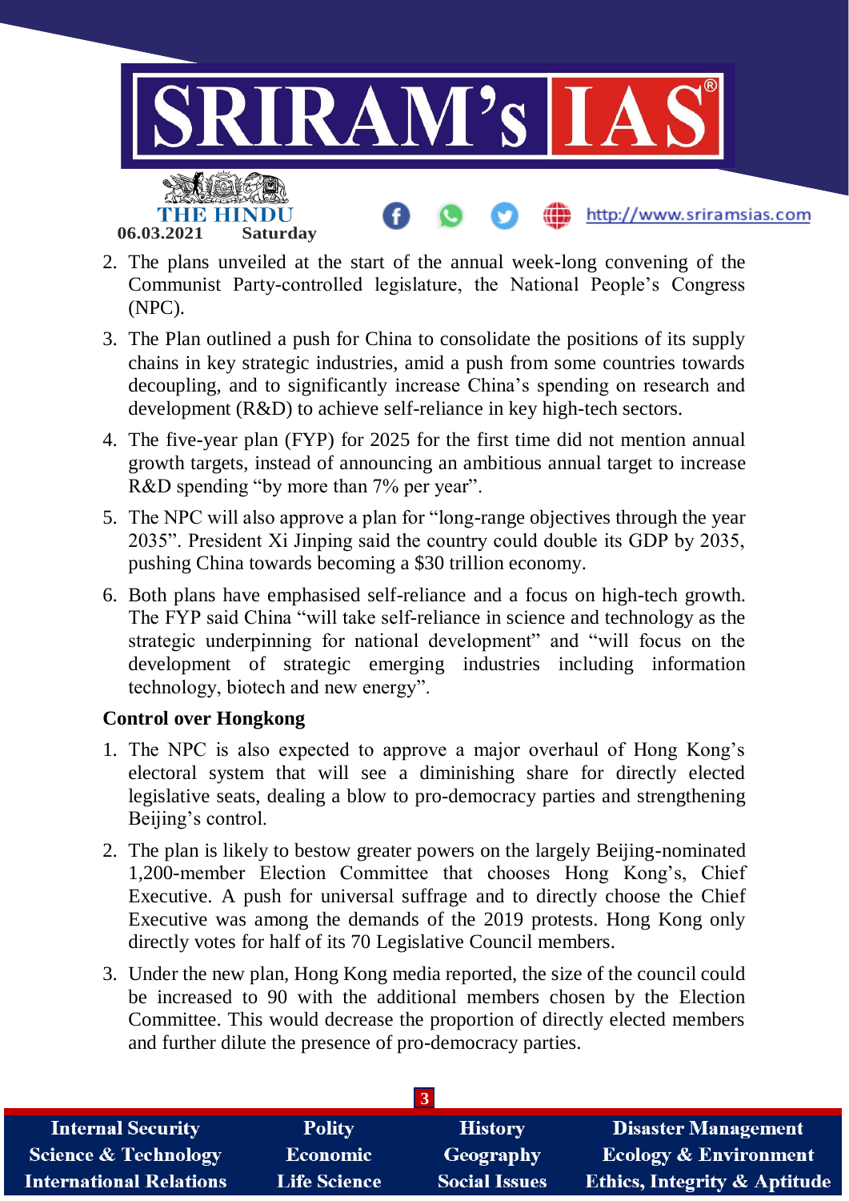2. The plans unveiled at the start of the annual week-long convening of the Communist Party-controlled legislature, the National People's Congress (NPC).
3. The Plan outlined a push for China to consolidate the positions of its supply chains in key strategic industries, amid a push from some countries towards decoupling, and to significantly increase China's spending on research and development (R&D) to achieve self-reliance in key high-tech sectors.
4. The five-year plan (FYP) for 2025 for the first time did not mention annual growth targets, instead of announcing an ambitious annual target to increase R&D spending "by more than 7% per year".
5. The NPC will also approve a plan for "long-range objectives through the year 2035". President Xi Jinping said the country could double its GDP by 2035, pushing China towards becoming a $30 trillion economy.
6. Both plans have emphasised self-reliance and a focus on high-tech growth. The FYP said China "will take self-reliance in science and technology as the strategic underpinning for national development" and "will focus on the development of strategic emerging industries including information technology, biotech and new energy".

**Control over Hongkong**

1. The NPC is also expected to approve a major overhaul of Hong Kong's electoral system that will see a diminishing share for directly elected legislative seats, dealing a blow to pro-democracy parties and strengthening Beijing's control.
2. The plan is likely to bestow greater powers on the largely Beijing-nominated 1,200-member Election Committee that chooses Hong Kong's, Chief Executive. A push for universal suffrage and to directly choose the Chief Executive was among the demands of the 2019 protests. Hong Kong only directly votes for half of its 70 Legislative Council members.
3. Under the new plan, Hong Kong media reported, the size of the council could be increased to 90 with the additional members chosen by the Election Committee. This would decrease the proportion of directly elected members and further dilute the presence of pro-democracy parties.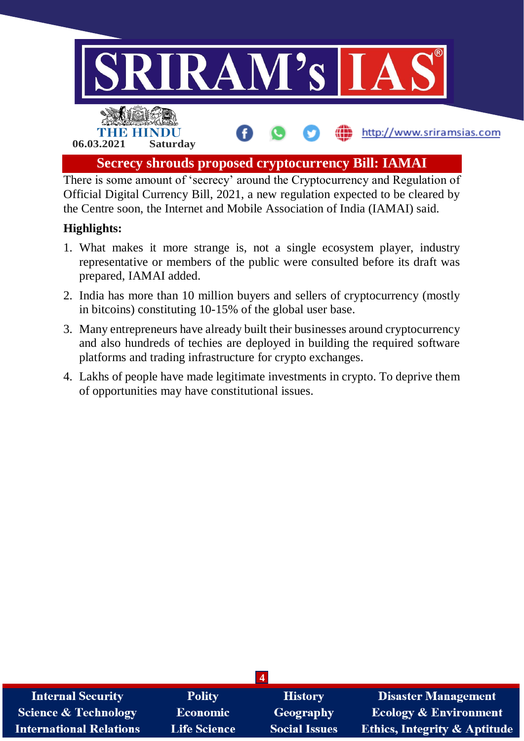## Secrecy shrouds proposed cryptocurrency Bill: IAMAI

There is some amount of 'secrecy' around the Cryptocurrency and Regulation of Official Digital Currency Bill, 2021, a new regulation expected to be cleared by the Centre soon, the Internet and Mobile Association of India (IAMAI) said.

**Highlights:**

1. What makes it more strange is, not a single ecosystem player, industry representative or members of the public were consulted before its draft was prepared, IAMAI added.
2. India has more than 10 million buyers and sellers of cryptocurrency (mostly in bitcoins) constituting 10-15% of the global user base.
3. Many entrepreneurs have already built their businesses around cryptocurrency and also hundreds of techies are deployed in building the required software platforms and trading infrastructure for crypto exchanges.
4. Lakhs of people have made legitimate investments in crypto. To deprive them of opportunities may have constitutional issues.